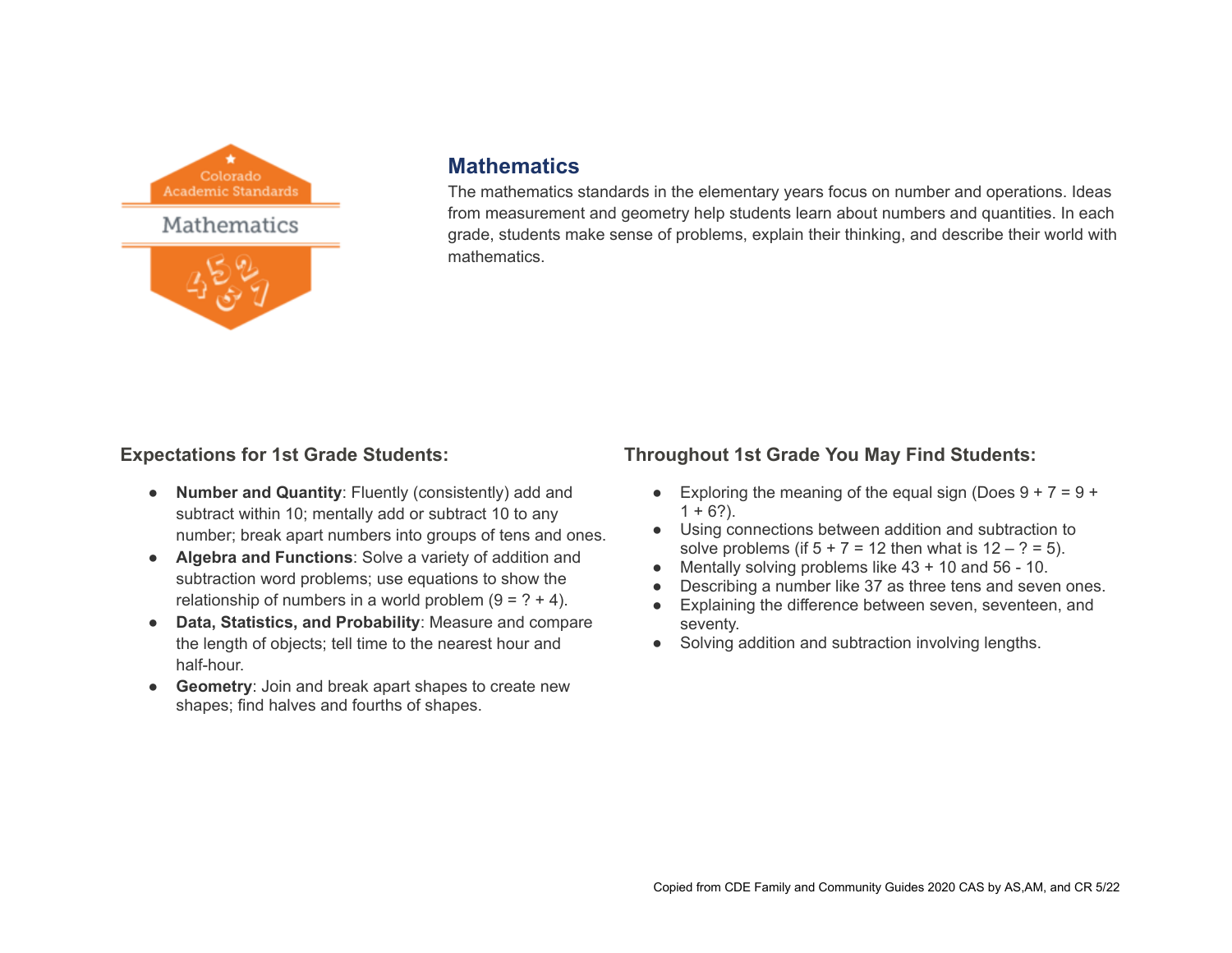## Mathematics

The mathematics standards in the elementary years focus on number and operations. Ideas from measurement and geometry help students learn about numbers and quantities. In each grade, students make sense of problems, explain their thinking, and describe their world with mathematics.

### Expectations for 1st Grade Students:

- **Number and Quantity**: Fluently (consistently) add and subtract within 10; mentally add or subtract 10 to any number; break apart numbers into groups of tens and ones.
- **Algebra and Functions**: Solve a variety of addition and subtraction word problems; use equations to show the relationship of numbers in a world problem (9 = ? + 4).
- **Data, Statistics, and Probability**: Measure and compare the length of objects; tell time to the nearest hour and half-hour.
- **Geometry**: Join and break apart shapes to create new shapes; find halves and fourths of shapes.

### Throughout 1st Grade You May Find Students:

- Exploring the meaning of the equal sign (Does 9 + 7 = 9 + 1 + 6?).
- Using connections between addition and subtraction to solve problems (if 5 + 7 = 12 then what is 12 – ? = 5).
- Mentally solving problems like 43 + 10 and 56 - 10.
- Describing a number like 37 as three tens and seven ones.
- Explaining the difference between seven, seventeen, and seventy.
- Solving addition and subtraction involving lengths.

Copied from CDE Family and Community Guides 2020 CAS by AS,AM, and CR 5/22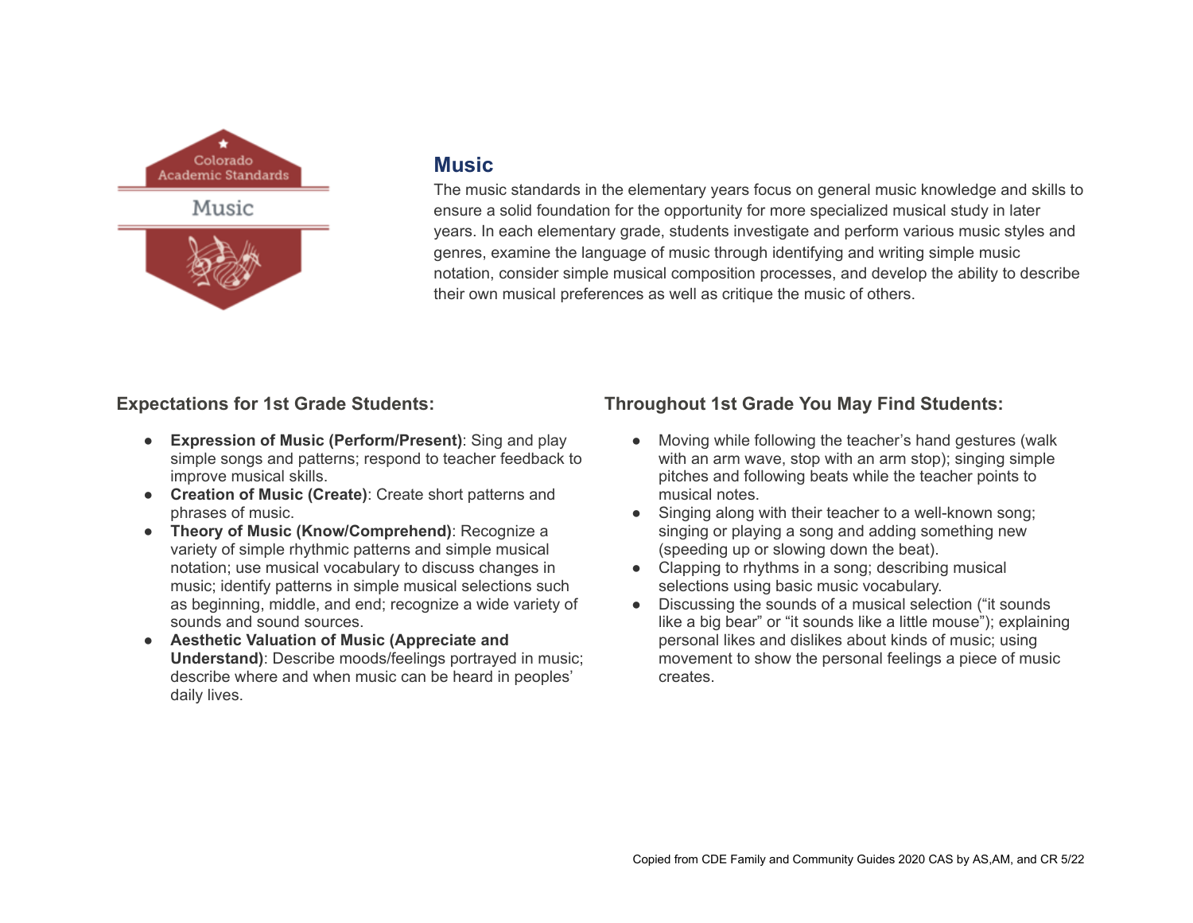## Music

The music standards in the elementary years focus on general music knowledge and skills to ensure a solid foundation for the opportunity for more specialized musical study in later years. In each elementary grade, students investigate and perform various music styles and genres, examine the language of music through identifying and writing simple music notation, consider simple musical composition processes, and develop the ability to describe their own musical preferences as well as critique the music of others.

### Expectations for 1st Grade Students:

- **Expression of Music (Perform/Present)**: Sing and play simple songs and patterns; respond to teacher feedback to improve musical skills.
- **Creation of Music (Create)**: Create short patterns and phrases of music.
- **Theory of Music (Know/Comprehend)**: Recognize a variety of simple rhythmic patterns and simple musical notation; use musical vocabulary to discuss changes in music; identify patterns in simple musical selections such as beginning, middle, and end; recognize a wide variety of sounds and sound sources.
- **Aesthetic Valuation of Music (Appreciate and Understand)**: Describe moods/feelings portrayed in music; describe where and when music can be heard in peoples' daily lives.

### Throughout 1st Grade You May Find Students:

- Moving while following the teacher's hand gestures (walk with an arm wave, stop with an arm stop); singing simple pitches and following beats while the teacher points to musical notes.
- Singing along with their teacher to a well-known song; singing or playing a song and adding something new (speeding up or slowing down the beat).
- Clapping to rhythms in a song; describing musical selections using basic music vocabulary.
- Discussing the sounds of a musical selection ("it sounds like a big bear" or "it sounds like a little mouse"); explaining personal likes and dislikes about kinds of music; using movement to show the personal feelings a piece of music creates.

Copied from CDE Family and Community Guides 2020 CAS by AS,AM, and CR 5/22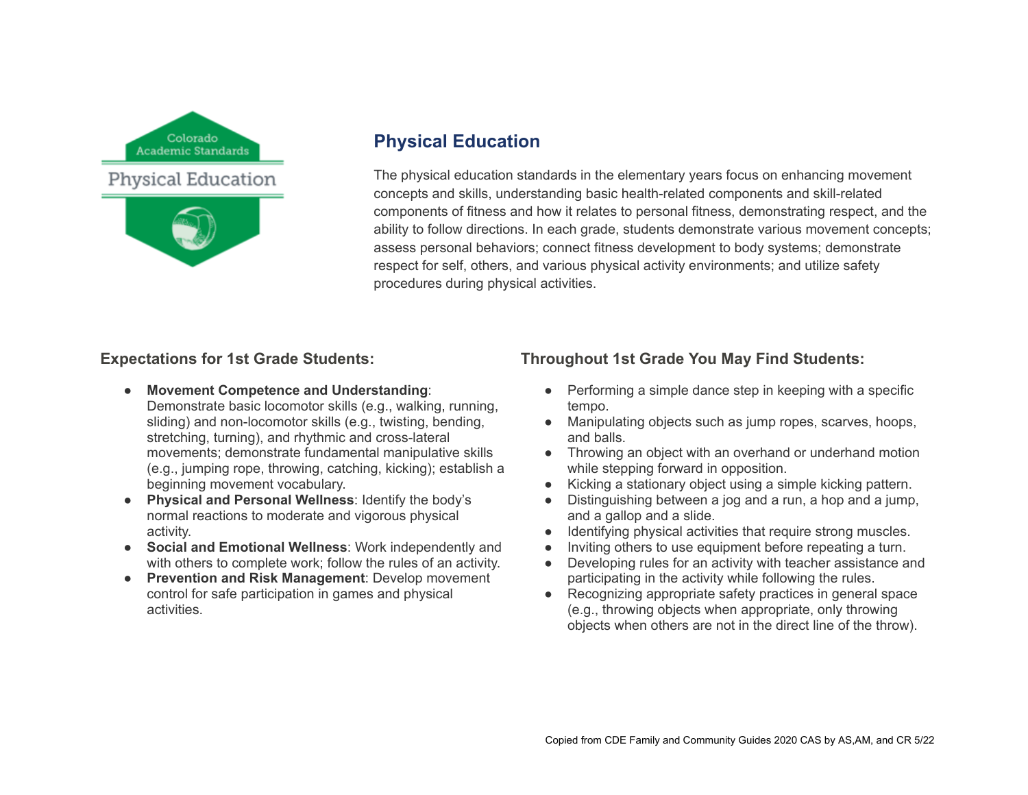Colorado Academic Standards

Physical Education

## Physical Education

The physical education standards in the elementary years focus on enhancing movement concepts and skills, understanding basic health-related components and skill-related components of fitness and how it relates to personal fitness, demonstrating respect, and the ability to follow directions. In each grade, students demonstrate various movement concepts; assess personal behaviors; connect fitness development to body systems; demonstrate respect for self, others, and various physical activity environments; and utilize safety procedures during physical activities.

### Expectations for 1st Grade Students:

- **Movement Competence and Understanding**: Demonstrate basic locomotor skills (e.g., walking, running, sliding) and non-locomotor skills (e.g., twisting, bending, stretching, turning), and rhythmic and cross-lateral movements; demonstrate fundamental manipulative skills (e.g., jumping rope, throwing, catching, kicking); establish a beginning movement vocabulary.
- **Physical and Personal Wellness**: Identify the body's normal reactions to moderate and vigorous physical activity.
- **Social and Emotional Wellness**: Work independently and with others to complete work; follow the rules of an activity.
- **Prevention and Risk Management**: Develop movement control for safe participation in games and physical activities.

### Throughout 1st Grade You May Find Students:

- Performing a simple dance step in keeping with a specific tempo.
- Manipulating objects such as jump ropes, scarves, hoops, and balls.
- Throwing an object with an overhand or underhand motion while stepping forward in opposition.
- Kicking a stationary object using a simple kicking pattern.
- Distinguishing between a jog and a run, a hop and a jump, and a gallop and a slide.
- Identifying physical activities that require strong muscles.
- Inviting others to use equipment before repeating a turn.
- Developing rules for an activity with teacher assistance and participating in the activity while following the rules.
- Recognizing appropriate safety practices in general space (e.g., throwing objects when appropriate, only throwing objects when others are not in the direct line of the throw).

Copied from CDE Family and Community Guides 2020 CAS by AS,AM, and CR 5/22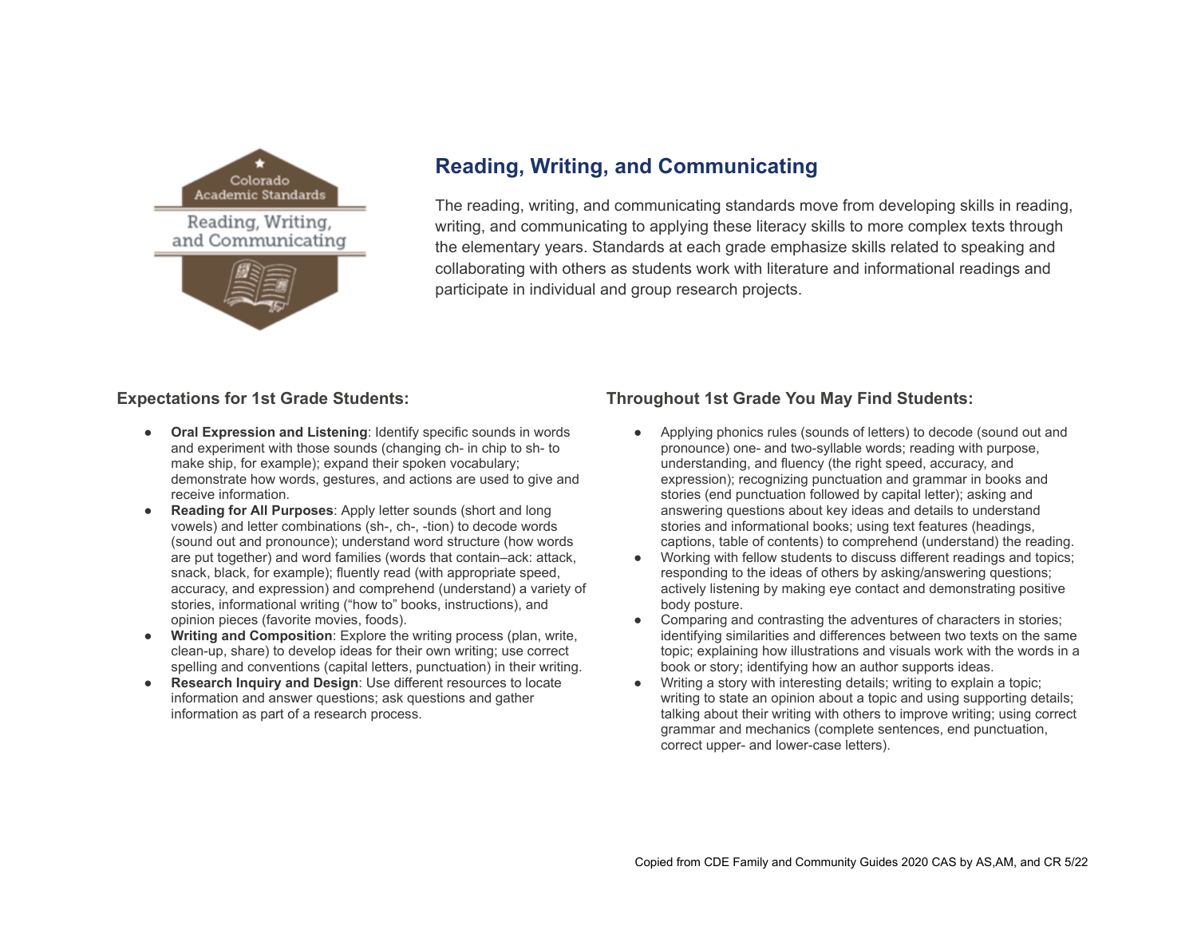Colorado Academic Standards

Reading, Writing, and Communicating

## Reading, Writing, and Communicating

The reading, writing, and communicating standards move from developing skills in reading, writing, and communicating to applying these literacy skills to more complex texts through the elementary years. Standards at each grade emphasize skills related to speaking and collaborating with others as students work with literature and informational readings and participate in individual and group research projects.

### Expectations for 1st Grade Students:

- **Oral Expression and Listening**: Identify specific sounds in words and experiment with those sounds (changing ch- in chip to sh- to make ship, for example); expand their spoken vocabulary; demonstrate how words, gestures, and actions are used to give and receive information.
- **Reading for All Purposes**: Apply letter sounds (short and long vowels) and letter combinations (sh-, ch-, -tion) to decode words (sound out and pronounce); understand word structure (how words are put together) and word families (words that contain–ack: attack, snack, black, for example); fluently read (with appropriate speed, accuracy, and expression) and comprehend (understand) a variety of stories, informational writing ("how to" books, instructions), and opinion pieces (favorite movies, foods).
- **Writing and Composition**: Explore the writing process (plan, write, clean-up, share) to develop ideas for their own writing; use correct spelling and conventions (capital letters, punctuation) in their writing.
- **Research Inquiry and Design**: Use different resources to locate information and answer questions; ask questions and gather information as part of a research process.

### Throughout 1st Grade You May Find Students:

- Applying phonics rules (sounds of letters) to decode (sound out and pronounce) one- and two-syllable words; reading with purpose, understanding, and fluency (the right speed, accuracy, and expression); recognizing punctuation and grammar in books and stories (end punctuation followed by capital letter); asking and answering questions about key ideas and details to understand stories and informational books; using text features (headings, captions, table of contents) to comprehend (understand) the reading.
- Working with fellow students to discuss different readings and topics; responding to the ideas of others by asking/answering questions; actively listening by making eye contact and demonstrating positive body posture.
- Comparing and contrasting the adventures of characters in stories; identifying similarities and differences between two texts on the same topic; explaining how illustrations and visuals work with the words in a book or story; identifying how an author supports ideas.
- Writing a story with interesting details; writing to explain a topic; writing to state an opinion about a topic and using supporting details; talking about their writing with others to improve writing; using correct grammar and mechanics (complete sentences, end punctuation, correct upper- and lower-case letters).

Copied from CDE Family and Community Guides 2020 CAS by AS,AM, and CR 5/22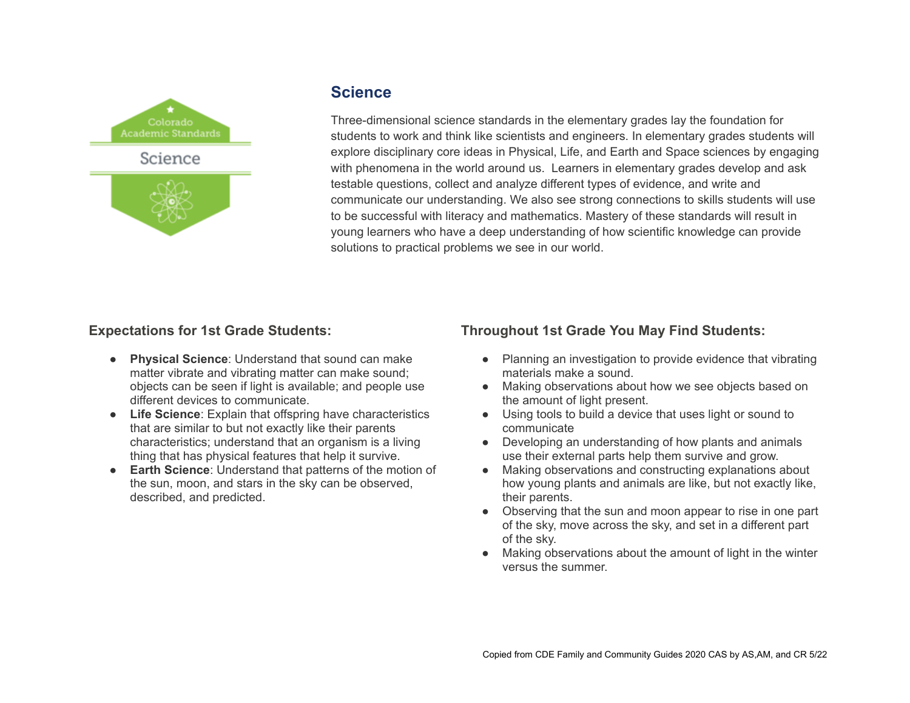## Science

Three-dimensional science standards in the elementary grades lay the foundation for students to work and think like scientists and engineers. In elementary grades students will explore disciplinary core ideas in Physical, Life, and Earth and Space sciences by engaging with phenomena in the world around us. Learners in elementary grades develop and ask testable questions, collect and analyze different types of evidence, and write and communicate our understanding. We also see strong connections to skills students will use to be successful with literacy and mathematics. Mastery of these standards will result in young learners who have a deep understanding of how scientific knowledge can provide solutions to practical problems we see in our world.

### Expectations for 1st Grade Students:

- **Physical Science**: Understand that sound can make matter vibrate and vibrating matter can make sound; objects can be seen if light is available; and people use different devices to communicate.
- **Life Science**: Explain that offspring have characteristics that are similar to but not exactly like their parents characteristics; understand that an organism is a living thing that has physical features that help it survive.
- **Earth Science**: Understand that patterns of the motion of the sun, moon, and stars in the sky can be observed, described, and predicted.

### Throughout 1st Grade You May Find Students:

- Planning an investigation to provide evidence that vibrating materials make a sound.
- Making observations about how we see objects based on the amount of light present.
- Using tools to build a device that uses light or sound to communicate
- Developing an understanding of how plants and animals use their external parts help them survive and grow.
- Making observations and constructing explanations about how young plants and animals are like, but not exactly like, their parents.
- Observing that the sun and moon appear to rise in one part of the sky, move across the sky, and set in a different part of the sky.
- Making observations about the amount of light in the winter versus the summer.

Copied from CDE Family and Community Guides 2020 CAS by AS,AM, and CR 5/22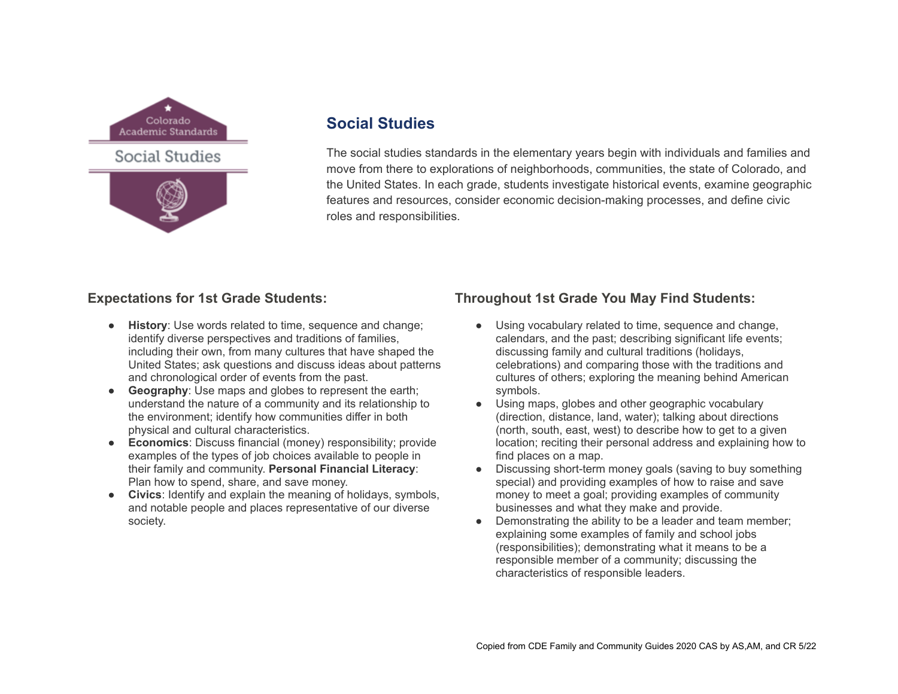## Social Studies

The social studies standards in the elementary years begin with individuals and families and move from there to explorations of neighborhoods, communities, the state of Colorado, and the United States. In each grade, students investigate historical events, examine geographic features and resources, consider economic decision-making processes, and define civic roles and responsibilities.

### Expectations for 1st Grade Students:

- **History**: Use words related to time, sequence and change; identify diverse perspectives and traditions of families, including their own, from many cultures that have shaped the United States; ask questions and discuss ideas about patterns and chronological order of events from the past.
- **Geography**: Use maps and globes to represent the earth; understand the nature of a community and its relationship to the environment; identify how communities differ in both physical and cultural characteristics.
- **Economics**: Discuss financial (money) responsibility; provide examples of the types of job choices available to people in their family and community. **Personal Financial Literacy**: Plan how to spend, share, and save money.
- **Civics**: Identify and explain the meaning of holidays, symbols, and notable people and places representative of our diverse society.

### Throughout 1st Grade You May Find Students:

- Using vocabulary related to time, sequence and change, calendars, and the past; describing significant life events; discussing family and cultural traditions (holidays, celebrations) and comparing those with the traditions and cultures of others; exploring the meaning behind American symbols.
- Using maps, globes and other geographic vocabulary (direction, distance, land, water); talking about directions (north, south, east, west) to describe how to get to a given location; reciting their personal address and explaining how to find places on a map.
- Discussing short-term money goals (saving to buy something special) and providing examples of how to raise and save money to meet a goal; providing examples of community businesses and what they make and provide.
- Demonstrating the ability to be a leader and team member; explaining some examples of family and school jobs (responsibilities); demonstrating what it means to be a responsible member of a community; discussing the characteristics of responsible leaders.

Copied from CDE Family and Community Guides 2020 CAS by AS,AM, and CR 5/22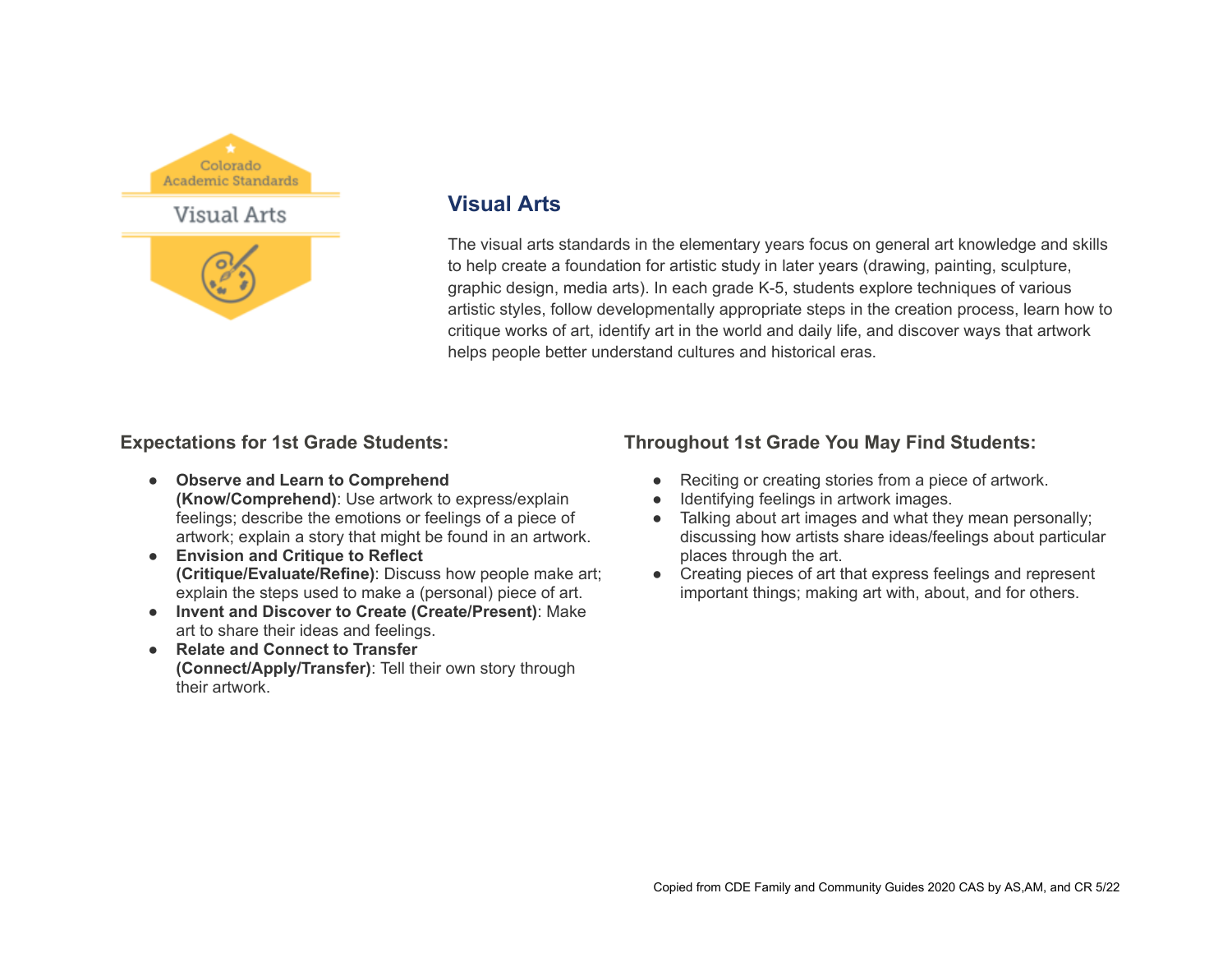Colorado Academic Standards

Visual Arts

## Visual Arts

The visual arts standards in the elementary years focus on general art knowledge and skills to help create a foundation for artistic study in later years (drawing, painting, sculpture, graphic design, media arts). In each grade K-5, students explore techniques of various artistic styles, follow developmentally appropriate steps in the creation process, learn how to critique works of art, identify art in the world and daily life, and discover ways that artwork helps people better understand cultures and historical eras.

### Expectations for 1st Grade Students:

- **Observe and Learn to Comprehend (Know/Comprehend)**: Use artwork to express/explain feelings; describe the emotions or feelings of a piece of artwork; explain a story that might be found in an artwork.
- **Envision and Critique to Reflect (Critique/Evaluate/Refine)**: Discuss how people make art; explain the steps used to make a (personal) piece of art.
- **Invent and Discover to Create (Create/Present)**: Make art to share their ideas and feelings.
- **Relate and Connect to Transfer (Connect/Apply/Transfer)**: Tell their own story through their artwork.

### Throughout 1st Grade You May Find Students:

- Reciting or creating stories from a piece of artwork.
- Identifying feelings in artwork images.
- Talking about art images and what they mean personally; discussing how artists share ideas/feelings about particular places through the art.
- Creating pieces of art that express feelings and represent important things; making art with, about, and for others.

Copied from CDE Family and Community Guides 2020 CAS by AS,AM, and CR 5/22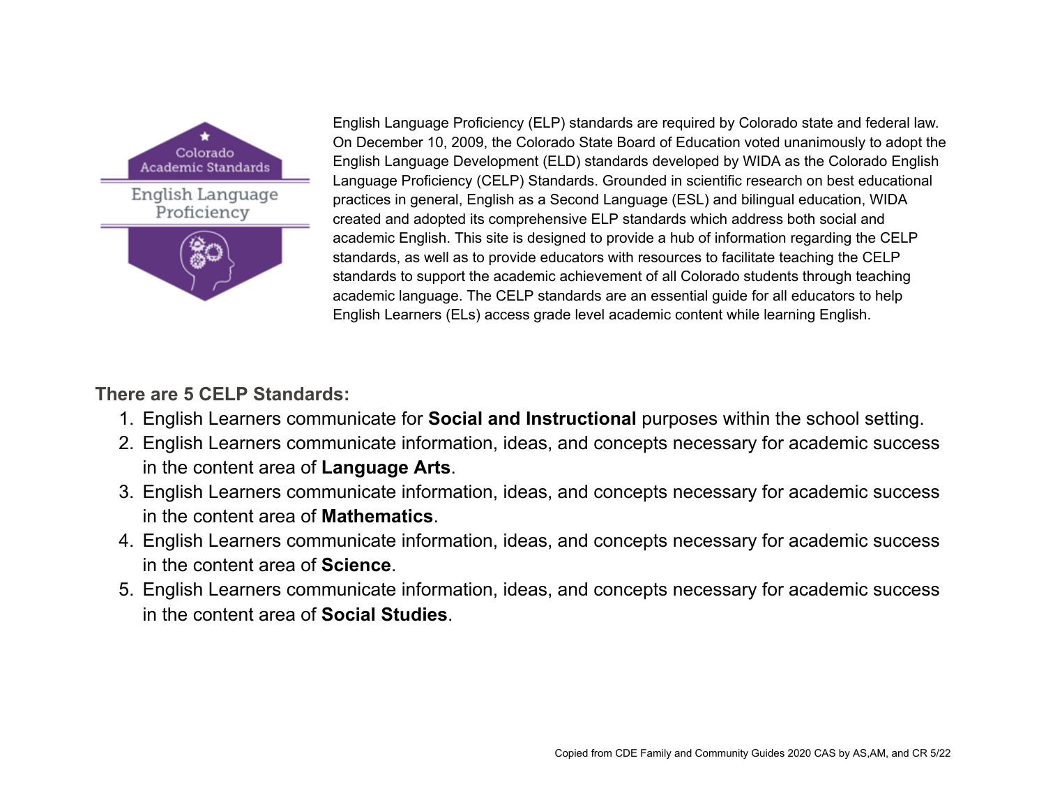Colorado Academic Standards

English Language Proficiency

English Language Proficiency (ELP) standards are required by Colorado state and federal law. On December 10, 2009, the Colorado State Board of Education voted unanimously to adopt the English Language Development (ELD) standards developed by WIDA as the Colorado English Language Proficiency (CELP) Standards. Grounded in scientific research on best educational practices in general, English as a Second Language (ESL) and bilingual education, WIDA created and adopted its comprehensive ELP standards which address both social and academic English. This site is designed to provide a hub of information regarding the CELP standards, as well as to provide educators with resources to facilitate teaching the CELP standards to support the academic achievement of all Colorado students through teaching academic language. The CELP standards are an essential guide for all educators to help English Learners (ELs) access grade level academic content while learning English.

**There are 5 CELP Standards:**

1. English Learners communicate for **Social and Instructional** purposes within the school setting.
2. English Learners communicate information, ideas, and concepts necessary for academic success in the content area of **Language Arts**.
3. English Learners communicate information, ideas, and concepts necessary for academic success in the content area of **Mathematics**.
4. English Learners communicate information, ideas, and concepts necessary for academic success in the content area of **Science**.
5. English Learners communicate information, ideas, and concepts necessary for academic success in the content area of **Social Studies**.

Copied from CDE Family and Community Guides 2020 CAS by AS,AM, and CR 5/22